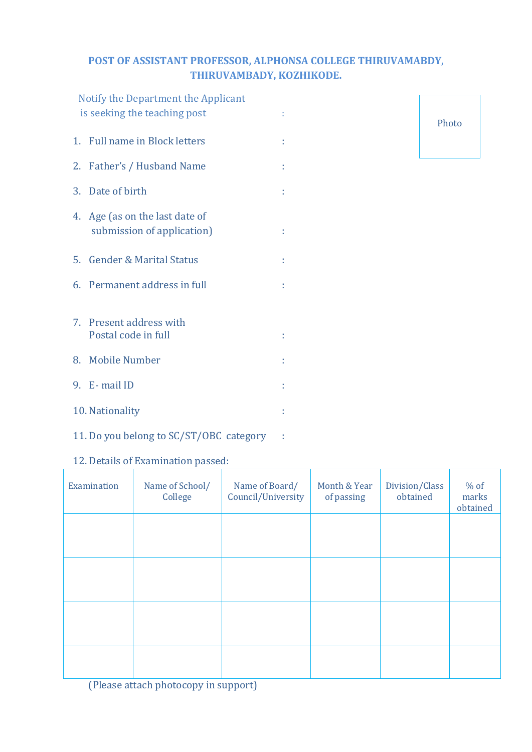**POST OF ASSISTANT PROFESSOR, ALPHONSA COLLEGE THIRUVAMABDY, THIRUVAMBADY, KOZHIKODE.**

Photo

Notify the Department the Applicant is seeking the teaching post :

1. Full name in Block letters :
2. Father's / Husband Name :
3. Date of birth :
4. Age (as on the last date of submission of application) :
5. Gender & Marital Status :
6. Permanent address in full :
7. Present address with Postal code in full :
8. Mobile Number :
9. E- mail ID :
10. Nationality :
11. Do you belong to SC/ST/OBC category :
12. Details of Examination passed:

| Examination | Name of School/ College | Name of Board/ Council/University | Month & Year of passing | Division/Class obtained | % of marks obtained |
|---|---|---|---|---|---|
| | | | | | |
| | | | | | |
| | | | | | |
| | | | | | |

(Please attach photocopy in support)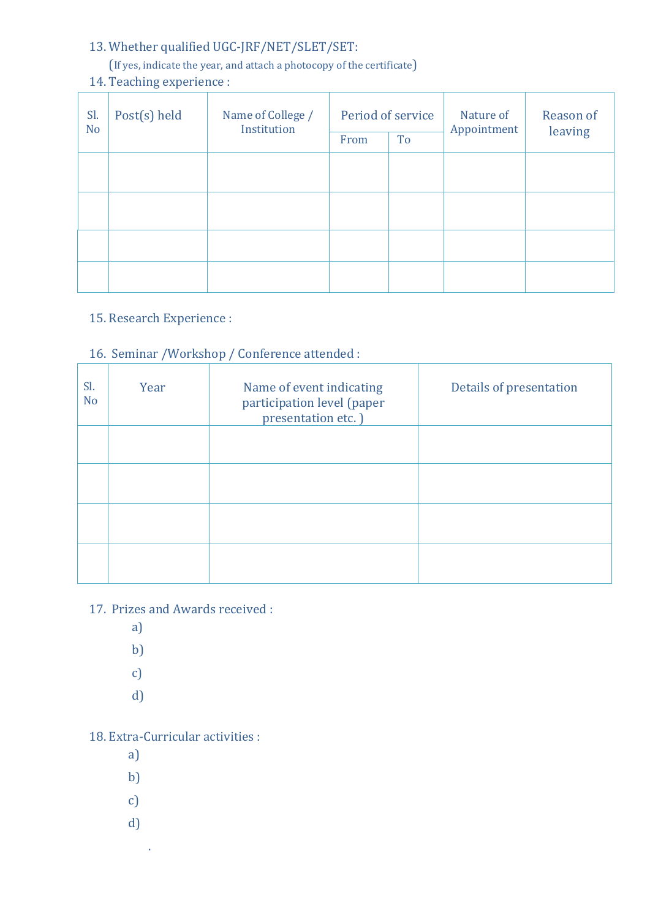13. Whether qualified UGC-JRF/NET/SLET/SET:

    (If yes, indicate the year, and attach a photocopy of the certificate)

14. Teaching experience :

| Sl. No | Post(s) held | Name of College / Institution | Period of service | | Nature of Appointment | Reason of leaving |
|---|---|---|---|---|---|---|
| | | | From | To | | |
| | | | | | | |
| | | | | | | |
| | | | | | | |
| | | | | | | |

15. Research Experience :

16. Seminar /Workshop / Conference attended :

| Sl. No | Year | Name of event indicating participation level (paper presentation etc. ) | Details of presentation |
|---|---|---|---|
| | | | |
| | | | |
| | | | |
| | | | |

17. Prizes and Awards received :
    - a)
    - b)
    - c)
    - d)

18. Extra-Curricular activities :
    - a)
    - b)
    - c)
    - d)

.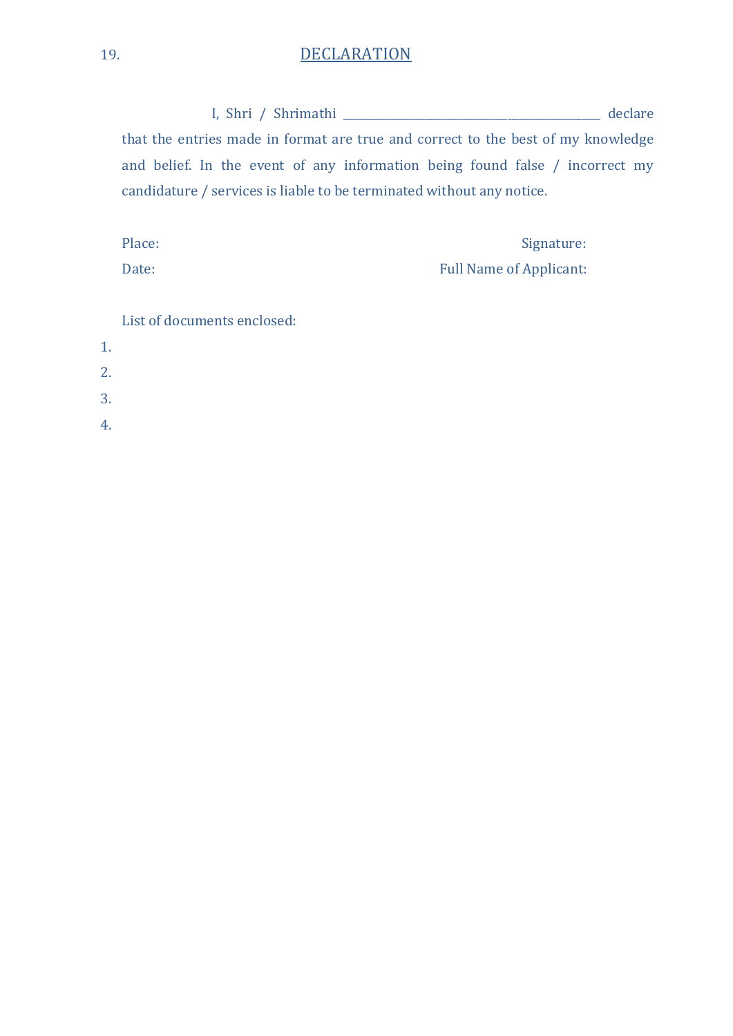19. **DECLARATION**

I, Shri / Shrimathi _______________________________________________ declare that the entries made in format are true and correct to the best of my knowledge and belief. In the event of any information being found false / incorrect my candidature / services is liable to be terminated without any notice.

Place: Signature:

Date: Full Name of Applicant:

List of documents enclosed:

1.
2.
3.
4.